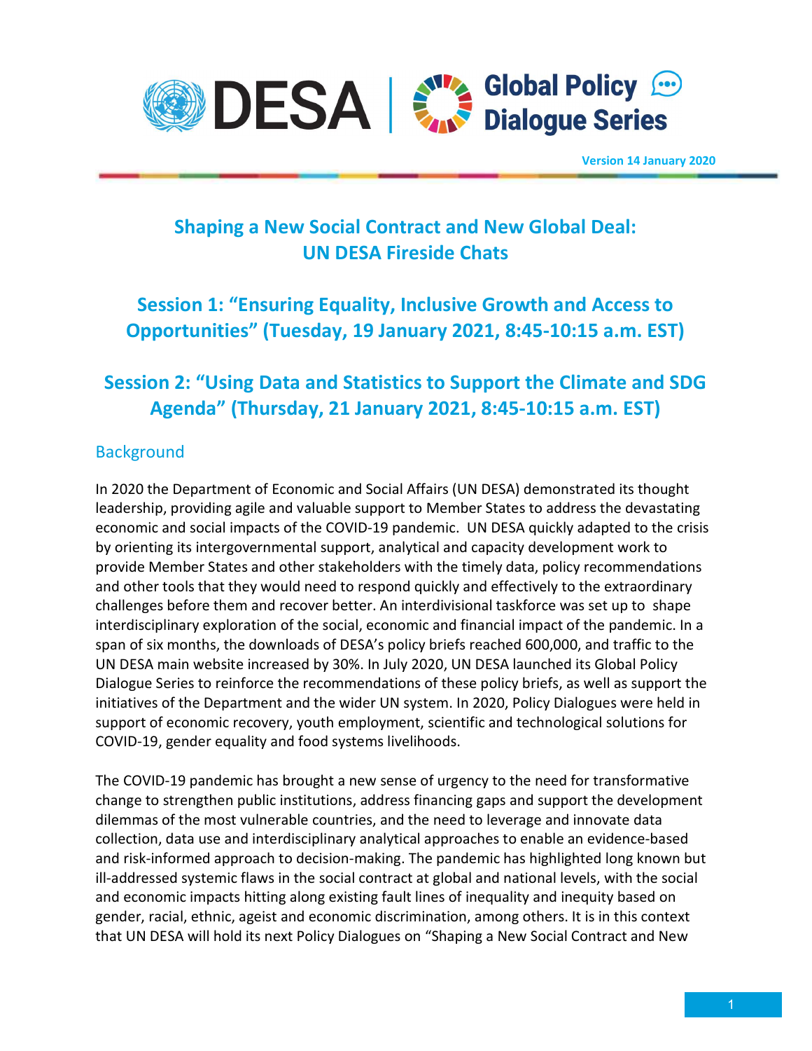DESA | Global Policy Dialogue Series

Version 14 January 2020

# Shaping a New Social Contract and New Global Deal: UN DESA Fireside Chats

## Session 1: "Ensuring Equality, Inclusive Growth and Access to Opportunities" (Tuesday, 19 January 2021, 8:45-10:15 a.m. EST)

## Session 2: "Using Data and Statistics to Support the Climate and SDG Agenda" (Thursday, 21 January 2021, 8:45-10:15 a.m. EST)

### Background

In 2020 the Department of Economic and Social Affairs (UN DESA) demonstrated its thought leadership, providing agile and valuable support to Member States to address the devastating economic and social impacts of the COVID-19 pandemic. UN DESA quickly adapted to the crisis by orienting its intergovernmental support, analytical and capacity development work to provide Member States and other stakeholders with the timely data, policy recommendations and other tools that they would need to respond quickly and effectively to the extraordinary challenges before them and recover better. An interdivisional taskforce was set up to shape interdisciplinary exploration of the social, economic and financial impact of the pandemic. In a span of six months, the downloads of DESA's policy briefs reached 600,000, and traffic to the UN DESA main website increased by 30%. In July 2020, UN DESA launched its Global Policy Dialogue Series to reinforce the recommendations of these policy briefs, as well as support the initiatives of the Department and the wider UN system. In 2020, Policy Dialogues were held in support of economic recovery, youth employment, scientific and technological solutions for COVID-19, gender equality and food systems livelihoods.

The COVID-19 pandemic has brought a new sense of urgency to the need for transformative change to strengthen public institutions, address financing gaps and support the development dilemmas of the most vulnerable countries, and the need to leverage and innovate data collection, data use and interdisciplinary analytical approaches to enable an evidence-based and risk-informed approach to decision-making. The pandemic has highlighted long known but ill-addressed systemic flaws in the social contract at global and national levels, with the social and economic impacts hitting along existing fault lines of inequality and inequity based on gender, racial, ethnic, ageist and economic discrimination, among others. It is in this context that UN DESA will hold its next Policy Dialogues on "Shaping a New Social Contract and New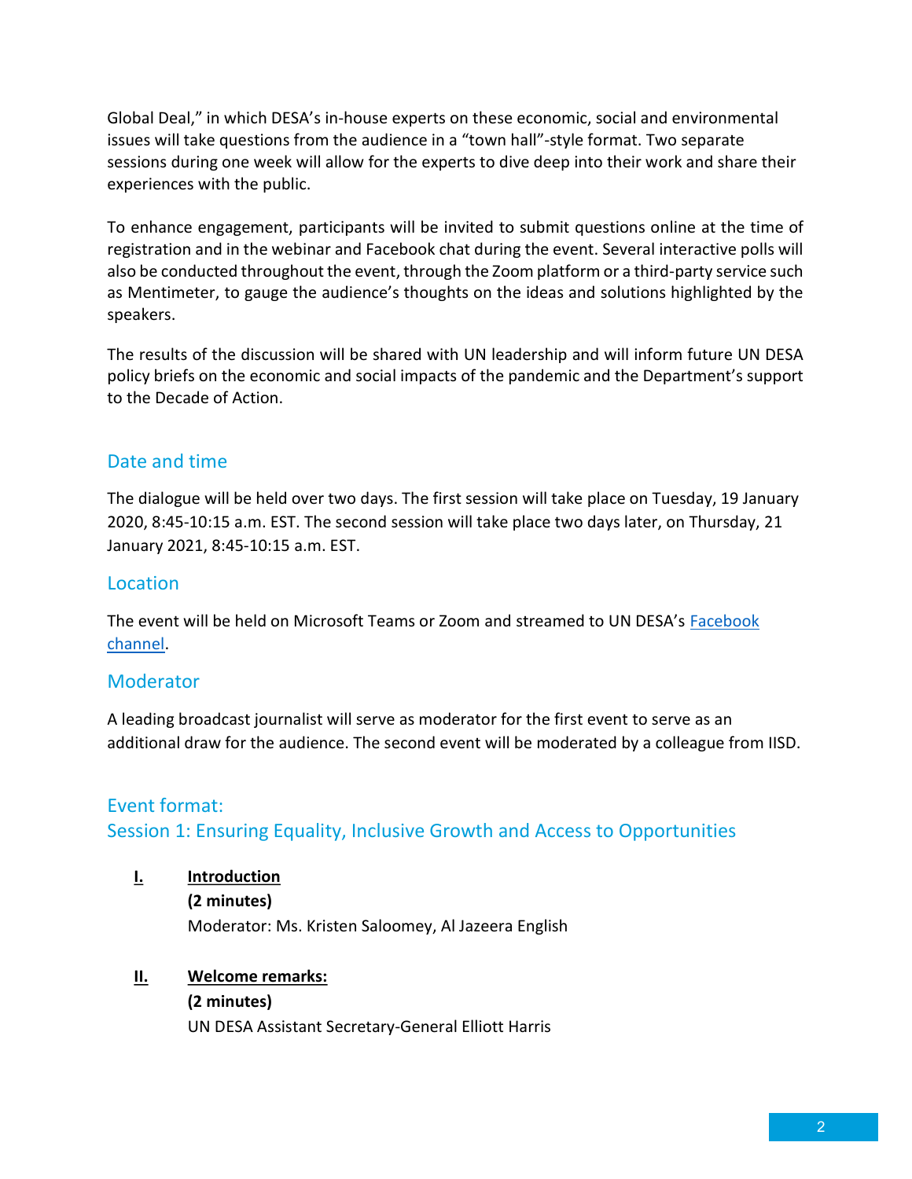Global Deal," in which DESA's in-house experts on these economic, social and environmental issues will take questions from the audience in a "town hall"-style format. Two separate sessions during one week will allow for the experts to dive deep into their work and share their experiences with the public.

To enhance engagement, participants will be invited to submit questions online at the time of registration and in the webinar and Facebook chat during the event. Several interactive polls will also be conducted throughout the event, through the Zoom platform or a third-party service such as Mentimeter, to gauge the audience's thoughts on the ideas and solutions highlighted by the speakers.

The results of the discussion will be shared with UN leadership and will inform future UN DESA policy briefs on the economic and social impacts of the pandemic and the Department's support to the Decade of Action.

## Date and time

The dialogue will be held over two days. The first session will take place on Tuesday, 19 January 2020, 8:45-10:15 a.m. EST. The second session will take place two days later, on Thursday, 21 January 2021, 8:45-10:15 a.m. EST.

## Location

The event will be held on Microsoft Teams or Zoom and streamed to UN DESA's Facebook channel.

## Moderator

A leading broadcast journalist will serve as moderator for the first event to serve as an additional draw for the audience. The second event will be moderated by a colleague from IISD.

## Event format:

## Session 1: Ensuring Equality, Inclusive Growth and Access to Opportunities

**I. Introduction**
**(2 minutes)**
Moderator: Ms. Kristen Saloomey, Al Jazeera English

**II. Welcome remarks:**
**(2 minutes)**
UN DESA Assistant Secretary-General Elliott Harris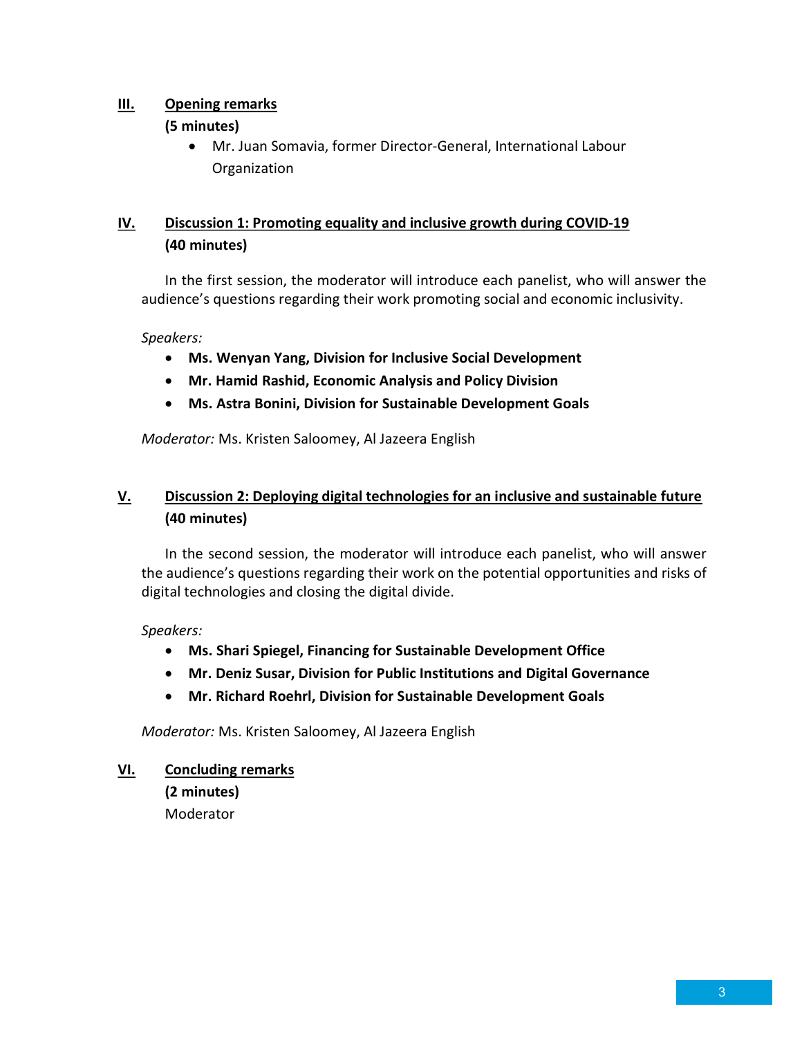## III. <u>Opening remarks</u>

**(5 minutes)**

- Mr. Juan Somavia, former Director-General, International Labour Organization

## IV. <u>Discussion 1: Promoting equality and inclusive growth during COVID-19</u>

**(40 minutes)**

In the first session, the moderator will introduce each panelist, who will answer the audience's questions regarding their work promoting social and economic inclusivity.

*Speakers:*

- **Ms. Wenyan Yang, Division for Inclusive Social Development**
- **Mr. Hamid Rashid, Economic Analysis and Policy Division**
- **Ms. Astra Bonini, Division for Sustainable Development Goals**

*Moderator:* Ms. Kristen Saloomey, Al Jazeera English

## V. <u>Discussion 2: Deploying digital technologies for an inclusive and sustainable future</u>

**(40 minutes)**

In the second session, the moderator will introduce each panelist, who will answer the audience's questions regarding their work on the potential opportunities and risks of digital technologies and closing the digital divide.

*Speakers:*

- **Ms. Shari Spiegel, Financing for Sustainable Development Office**
- **Mr. Deniz Susar, Division for Public Institutions and Digital Governance**
- **Mr. Richard Roehrl, Division for Sustainable Development Goals**

*Moderator:* Ms. Kristen Saloomey, Al Jazeera English

## VI. <u>Concluding remarks</u>

**(2 minutes)**

Moderator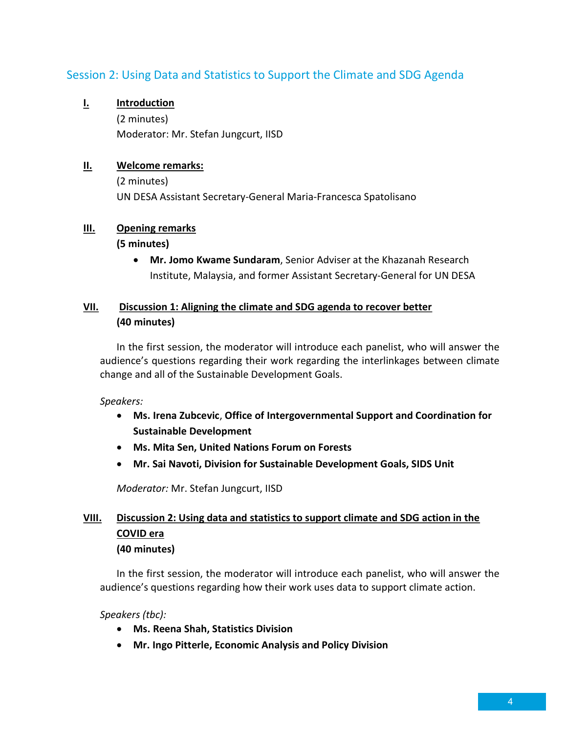## Session 2: Using Data and Statistics to Support the Climate and SDG Agenda

**I. Introduction**

(2 minutes)

Moderator: Mr. Stefan Jungcurt, IISD

**II. Welcome remarks:**

(2 minutes)

UN DESA Assistant Secretary-General Maria-Francesca Spatolisano

**III. Opening remarks**

**(5 minutes)**

- **Mr. Jomo Kwame Sundaram**, Senior Adviser at the Khazanah Research Institute, Malaysia, and former Assistant Secretary-General for UN DESA

**VII. Discussion 1: Aligning the climate and SDG agenda to recover better**

**(40 minutes)**

In the first session, the moderator will introduce each panelist, who will answer the audience's questions regarding their work regarding the interlinkages between climate change and all of the Sustainable Development Goals.

*Speakers:*

- **Ms. Irena Zubcevic**, **Office of Intergovernmental Support and Coordination for Sustainable Development**
- **Ms. Mita Sen, United Nations Forum on Forests**
- **Mr. Sai Navoti, Division for Sustainable Development Goals, SIDS Unit**

*Moderator:* Mr. Stefan Jungcurt, IISD

**VIII. Discussion 2: Using data and statistics to support climate and SDG action in the COVID era**

**(40 minutes)**

In the first session, the moderator will introduce each panelist, who will answer the audience's questions regarding how their work uses data to support climate action.

*Speakers (tbc):*

- **Ms. Reena Shah, Statistics Division**
- **Mr. Ingo Pitterle, Economic Analysis and Policy Division**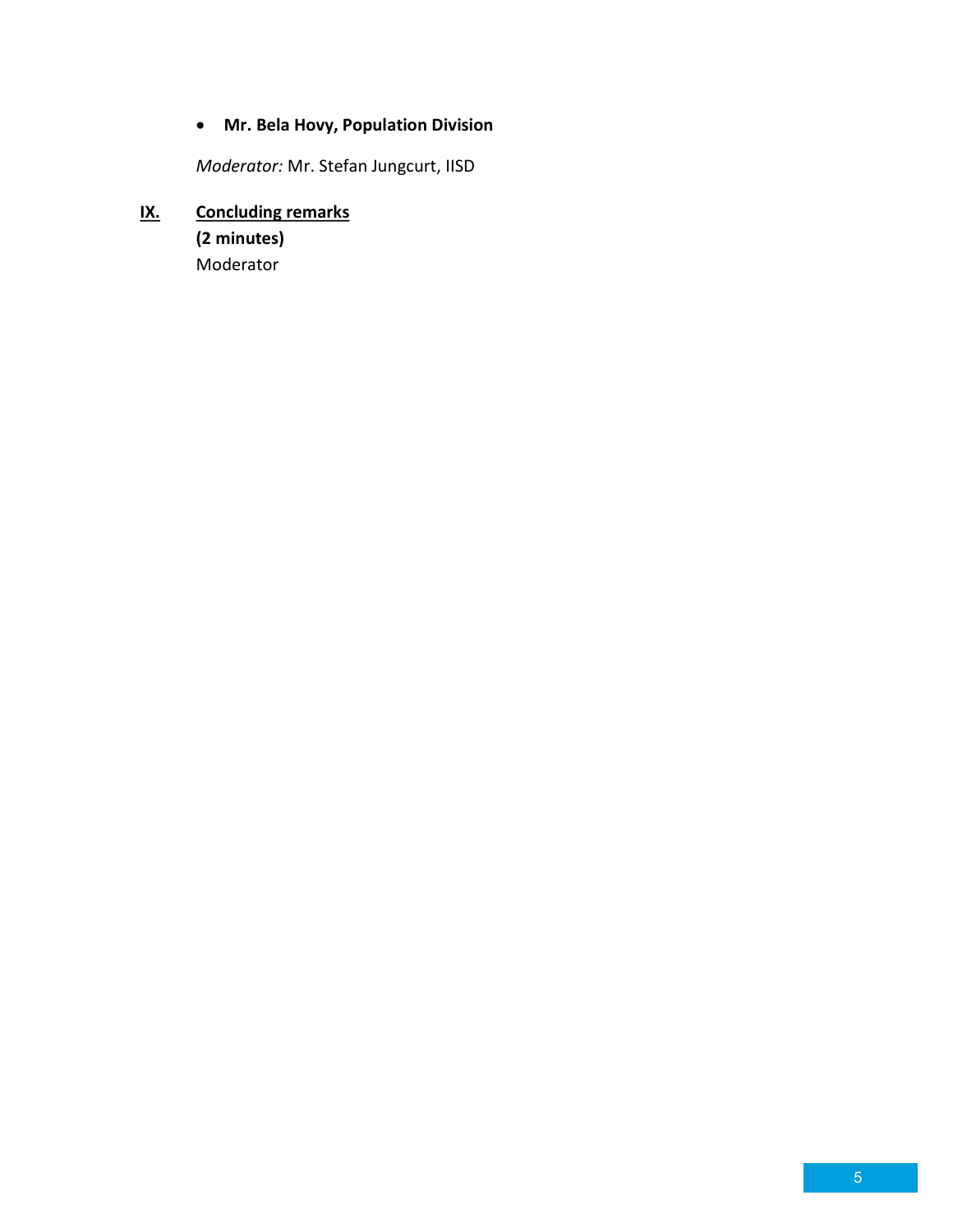- **Mr. Bela Hovy, Population Division**

*Moderator:* Mr. Stefan Jungcurt, IISD

## IX. Concluding remarks

**(2 minutes)**

Moderator